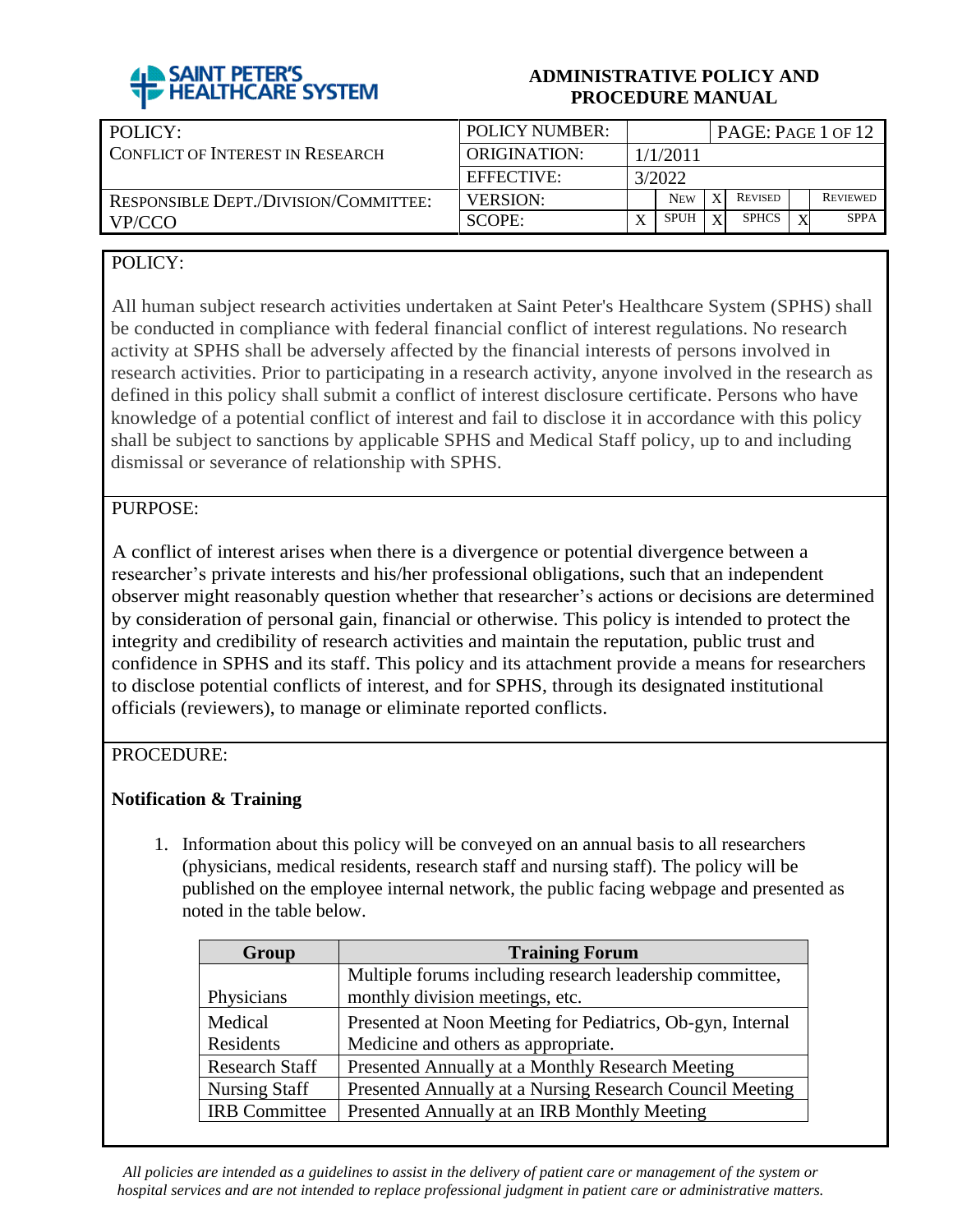**SAINT PETER'S HEALTHCARE SYSTEM**

**ADMINISTRATIVE POLICY AND PROCEDURE MANUAL**

| POLICY: CONFLICT OF INTEREST IN RESEARCH | POLICY NUMBER: | | PAGE: PAGE 1 OF 12 | | | |
|---|---|---|---|---|---|---|
| | ORIGINATION: | 1/1/2011 | | | | |
| | EFFECTIVE: | 3/2022 | | | | |
| RESPONSIBLE DEPT./DIVISION/COMMITTEE: VP/CCO | VERSION: | | NEW | X REVISED | | REVIEWED |
| | SCOPE: | X | SPUH | X SPHCS | X | SPPA |

## POLICY:

All human subject research activities undertaken at Saint Peter's Healthcare System (SPHS) shall be conducted in compliance with federal financial conflict of interest regulations. No research activity at SPHS shall be adversely affected by the financial interests of persons involved in research activities. Prior to participating in a research activity, anyone involved in the research as defined in this policy shall submit a conflict of interest disclosure certificate. Persons who have knowledge of a potential conflict of interest and fail to disclose it in accordance with this policy shall be subject to sanctions by applicable SPHS and Medical Staff policy, up to and including dismissal or severance of relationship with SPHS.

## PURPOSE:

A conflict of interest arises when there is a divergence or potential divergence between a researcher's private interests and his/her professional obligations, such that an independent observer might reasonably question whether that researcher's actions or decisions are determined by consideration of personal gain, financial or otherwise. This policy is intended to protect the integrity and credibility of research activities and maintain the reputation, public trust and confidence in SPHS and its staff. This policy and its attachment provide a means for researchers to disclose potential conflicts of interest, and for SPHS, through its designated institutional officials (reviewers), to manage or eliminate reported conflicts.

## PROCEDURE:

### Notification & Training

1. Information about this policy will be conveyed on an annual basis to all researchers (physicians, medical residents, research staff and nursing staff). The policy will be published on the employee internal network, the public facing webpage and presented as noted in the table below.

| Group | Training Forum |
|---|---|
| Physicians | Multiple forums including research leadership committee, monthly division meetings, etc. |
| Medical Residents | Presented at Noon Meeting for Pediatrics, Ob-gyn, Internal Medicine and others as appropriate. |
| Research Staff | Presented Annually at a Monthly Research Meeting |
| Nursing Staff | Presented Annually at a Nursing Research Council Meeting |
| IRB Committee | Presented Annually at an IRB Monthly Meeting |

*All policies are intended as a guidelines to assist in the delivery of patient care or management of the system or hospital services and are not intended to replace professional judgment in patient care or administrative matters.*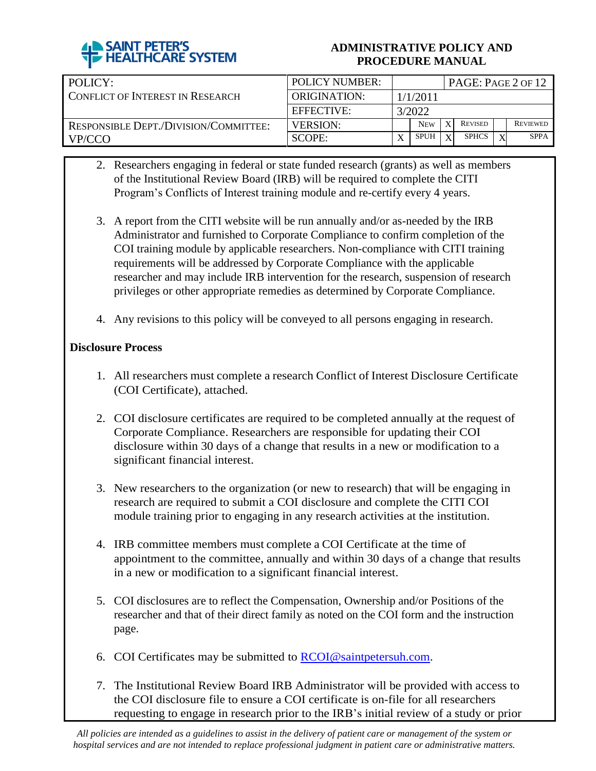2. Researchers engaging in federal or state funded research (grants) as well as members of the Institutional Review Board (IRB) will be required to complete the CITI Program's Conflicts of Interest training module and re-certify every 4 years.

3. A report from the CITI website will be run annually and/or as-needed by the IRB Administrator and furnished to Corporate Compliance to confirm completion of the COI training module by applicable researchers. Non-compliance with CITI training requirements will be addressed by Corporate Compliance with the applicable researcher and may include IRB intervention for the research, suspension of research privileges or other appropriate remedies as determined by Corporate Compliance.

4. Any revisions to this policy will be conveyed to all persons engaging in research.

**Disclosure Process**

1. All researchers must complete a research Conflict of Interest Disclosure Certificate (COI Certificate), attached.

2. COI disclosure certificates are required to be completed annually at the request of Corporate Compliance. Researchers are responsible for updating their COI disclosure within 30 days of a change that results in a new or modification to a significant financial interest.

3. New researchers to the organization (or new to research) that will be engaging in research are required to submit a COI disclosure and complete the CITI COI module training prior to engaging in any research activities at the institution.

4. IRB committee members must complete a COI Certificate at the time of appointment to the committee, annually and within 30 days of a change that results in a new or modification to a significant financial interest.

5. COI disclosures are to reflect the Compensation, Ownership and/or Positions of the researcher and that of their direct family as noted on the COI form and the instruction page.

6. COI Certificates may be submitted to [RCOI@saintpetersuh.com](mailto:RCOI@saintpetersuh.com).

7. The Institutional Review Board IRB Administrator will be provided with access to the COI disclosure file to ensure a COI certificate is on-file for all researchers requesting to engage in research prior to the IRB's initial review of a study or prior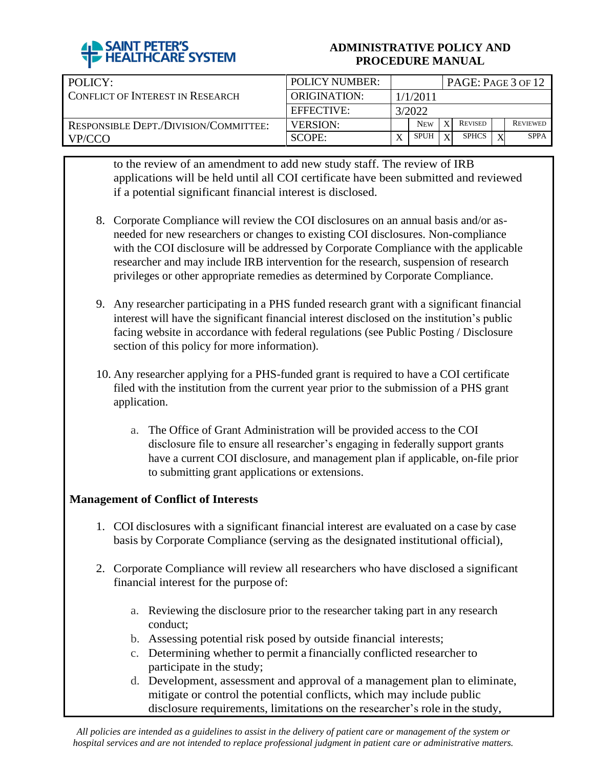to the review of an amendment to add new study staff. The review of IRB applications will be held until all COI certificate have been submitted and reviewed if a potential significant financial interest is disclosed.

8. Corporate Compliance will review the COI disclosures on an annual basis and/or as-needed for new researchers or changes to existing COI disclosures. Non-compliance with the COI disclosure will be addressed by Corporate Compliance with the applicable researcher and may include IRB intervention for the research, suspension of research privileges or other appropriate remedies as determined by Corporate Compliance.

9. Any researcher participating in a PHS funded research grant with a significant financial interest will have the significant financial interest disclosed on the institution's public facing website in accordance with federal regulations (see Public Posting / Disclosure section of this policy for more information).

10. Any researcher applying for a PHS-funded grant is required to have a COI certificate filed with the institution from the current year prior to the submission of a PHS grant application.

    a. The Office of Grant Administration will be provided access to the COI disclosure file to ensure all researcher's engaging in federally support grants have a current COI disclosure, and management plan if applicable, on-file prior to submitting grant applications or extensions.

**Management of Conflict of Interests**

1. COI disclosures with a significant financial interest are evaluated on a case by case basis by Corporate Compliance (serving as the designated institutional official),

2. Corporate Compliance will review all researchers who have disclosed a significant financial interest for the purpose of:

    a. Reviewing the disclosure prior to the researcher taking part in any research conduct;
    b. Assessing potential risk posed by outside financial interests;
    c. Determining whether to permit a financially conflicted researcher to participate in the study;
    d. Development, assessment and approval of a management plan to eliminate, mitigate or control the potential conflicts, which may include public disclosure requirements, limitations on the researcher's role in the study,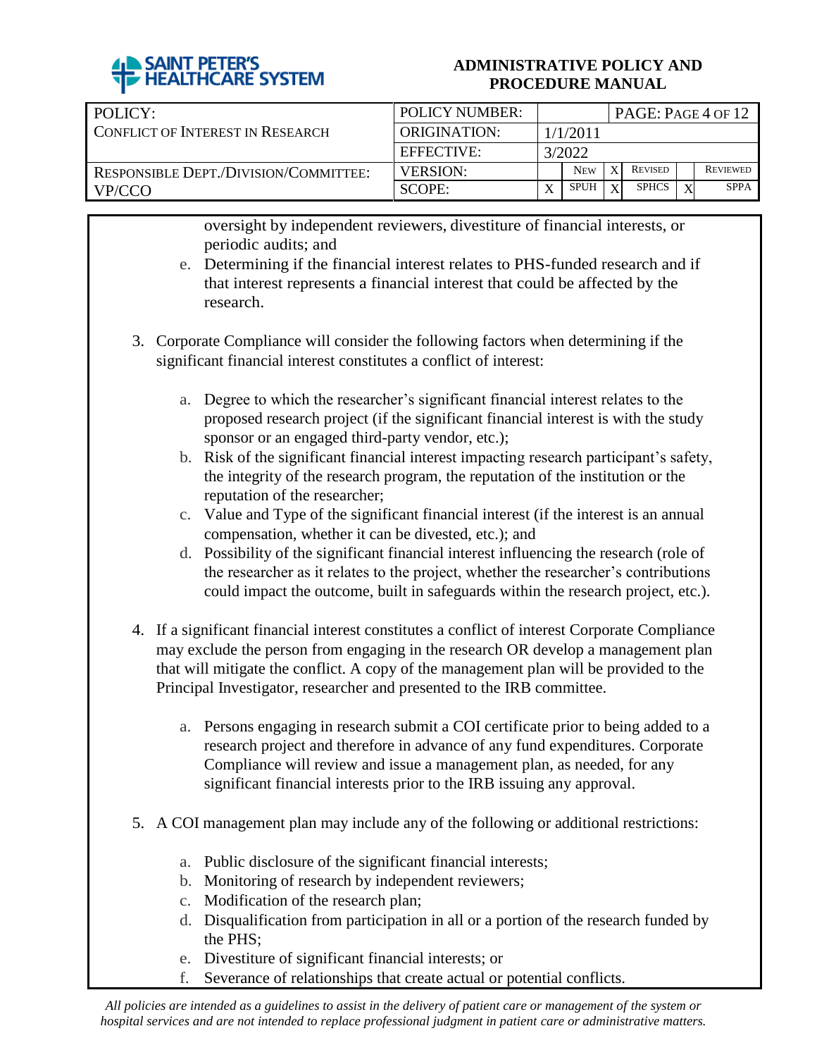oversight by independent reviewers, divestiture of financial interests, or periodic audits; and

   e. Determining if the financial interest relates to PHS-funded research and if that interest represents a financial interest that could be affected by the research.

3. Corporate Compliance will consider the following factors when determining if the significant financial interest constitutes a conflict of interest:

   a. Degree to which the researcher's significant financial interest relates to the proposed research project (if the significant financial interest is with the study sponsor or an engaged third-party vendor, etc.);
   b. Risk of the significant financial interest impacting research participant's safety, the integrity of the research program, the reputation of the institution or the reputation of the researcher;
   c. Value and Type of the significant financial interest (if the interest is an annual compensation, whether it can be divested, etc.); and
   d. Possibility of the significant financial interest influencing the research (role of the researcher as it relates to the project, whether the researcher's contributions could impact the outcome, built in safeguards within the research project, etc.).

4. If a significant financial interest constitutes a conflict of interest Corporate Compliance may exclude the person from engaging in the research OR develop a management plan that will mitigate the conflict. A copy of the management plan will be provided to the Principal Investigator, researcher and presented to the IRB committee.

   a. Persons engaging in research submit a COI certificate prior to being added to a research project and therefore in advance of any fund expenditures. Corporate Compliance will review and issue a management plan, as needed, for any significant financial interests prior to the IRB issuing any approval.

5. A COI management plan may include any of the following or additional restrictions:

   a. Public disclosure of the significant financial interests;
   b. Monitoring of research by independent reviewers;
   c. Modification of the research plan;
   d. Disqualification from participation in all or a portion of the research funded by the PHS;
   e. Divestiture of significant financial interests; or
   f. Severance of relationships that create actual or potential conflicts.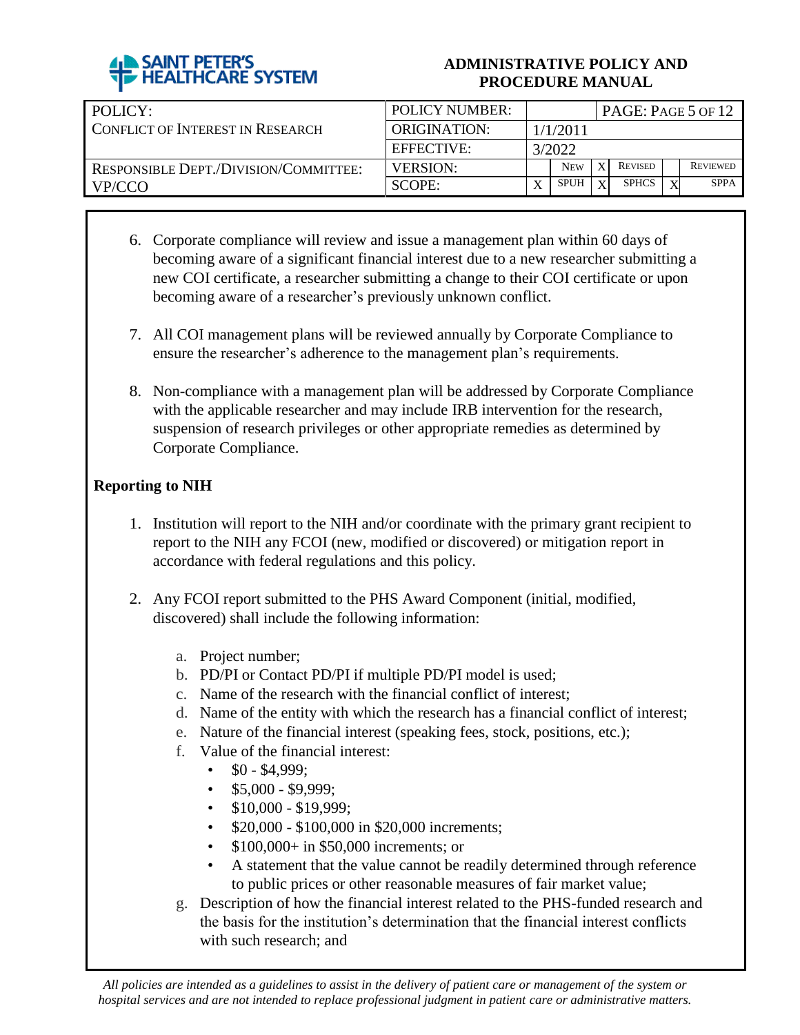6. Corporate compliance will review and issue a management plan within 60 days of becoming aware of a significant financial interest due to a new researcher submitting a new COI certificate, a researcher submitting a change to their COI certificate or upon becoming aware of a researcher's previously unknown conflict.

7. All COI management plans will be reviewed annually by Corporate Compliance to ensure the researcher's adherence to the management plan's requirements.

8. Non-compliance with a management plan will be addressed by Corporate Compliance with the applicable researcher and may include IRB intervention for the research, suspension of research privileges or other appropriate remedies as determined by Corporate Compliance.

**Reporting to NIH**

1. Institution will report to the NIH and/or coordinate with the primary grant recipient to report to the NIH any FCOI (new, modified or discovered) or mitigation report in accordance with federal regulations and this policy.

2. Any FCOI report submitted to the PHS Award Component (initial, modified, discovered) shall include the following information:

   a. Project number;
   b. PD/PI or Contact PD/PI if multiple PD/PI model is used;
   c. Name of the research with the financial conflict of interest;
   d. Name of the entity with which the research has a financial conflict of interest;
   e. Nature of the financial interest (speaking fees, stock, positions, etc.);
   f. Value of the financial interest:
      - $0 - $4,999;
      - $5,000 - $9,999;
      - $10,000 - $19,999;
      - $20,000 - $100,000 in $20,000 increments;
      - $100,000+ in $50,000 increments; or
      - A statement that the value cannot be readily determined through reference to public prices or other reasonable measures of fair market value;
   g. Description of how the financial interest related to the PHS-funded research and the basis for the institution's determination that the financial interest conflicts with such research; and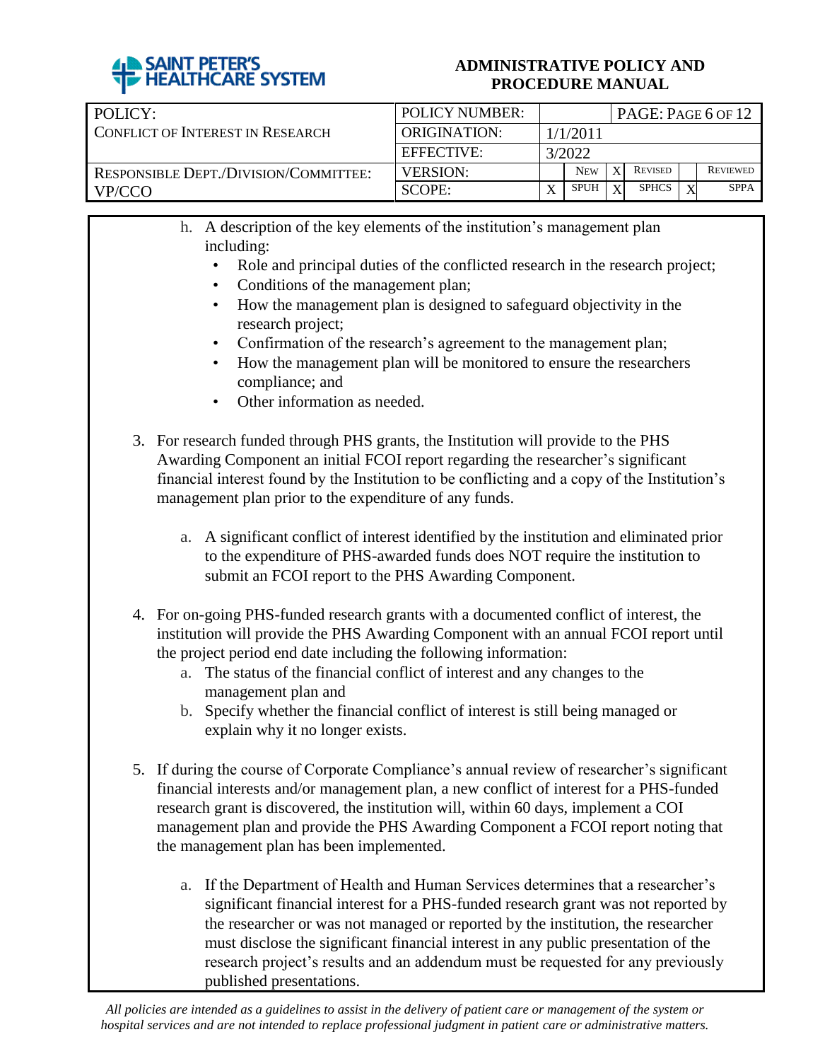h. A description of the key elements of the institution's management plan including:
   - Role and principal duties of the conflicted research in the research project;
   - Conditions of the management plan;
   - How the management plan is designed to safeguard objectivity in the research project;
   - Confirmation of the research's agreement to the management plan;
   - How the management plan will be monitored to ensure the researchers compliance; and
   - Other information as needed.

3. For research funded through PHS grants, the Institution will provide to the PHS Awarding Component an initial FCOI report regarding the researcher's significant financial interest found by the Institution to be conflicting and a copy of the Institution's management plan prior to the expenditure of any funds.

   a. A significant conflict of interest identified by the institution and eliminated prior to the expenditure of PHS-awarded funds does NOT require the institution to submit an FCOI report to the PHS Awarding Component.

4. For on-going PHS-funded research grants with a documented conflict of interest, the institution will provide the PHS Awarding Component with an annual FCOI report until the project period end date including the following information:
   a. The status of the financial conflict of interest and any changes to the management plan and
   b. Specify whether the financial conflict of interest is still being managed or explain why it no longer exists.

5. If during the course of Corporate Compliance's annual review of researcher's significant financial interests and/or management plan, a new conflict of interest for a PHS-funded research grant is discovered, the institution will, within 60 days, implement a COI management plan and provide the PHS Awarding Component a FCOI report noting that the management plan has been implemented.

   a. If the Department of Health and Human Services determines that a researcher's significant financial interest for a PHS-funded research grant was not reported by the researcher or was not managed or reported by the institution, the researcher must disclose the significant financial interest in any public presentation of the research project's results and an addendum must be requested for any previously published presentations.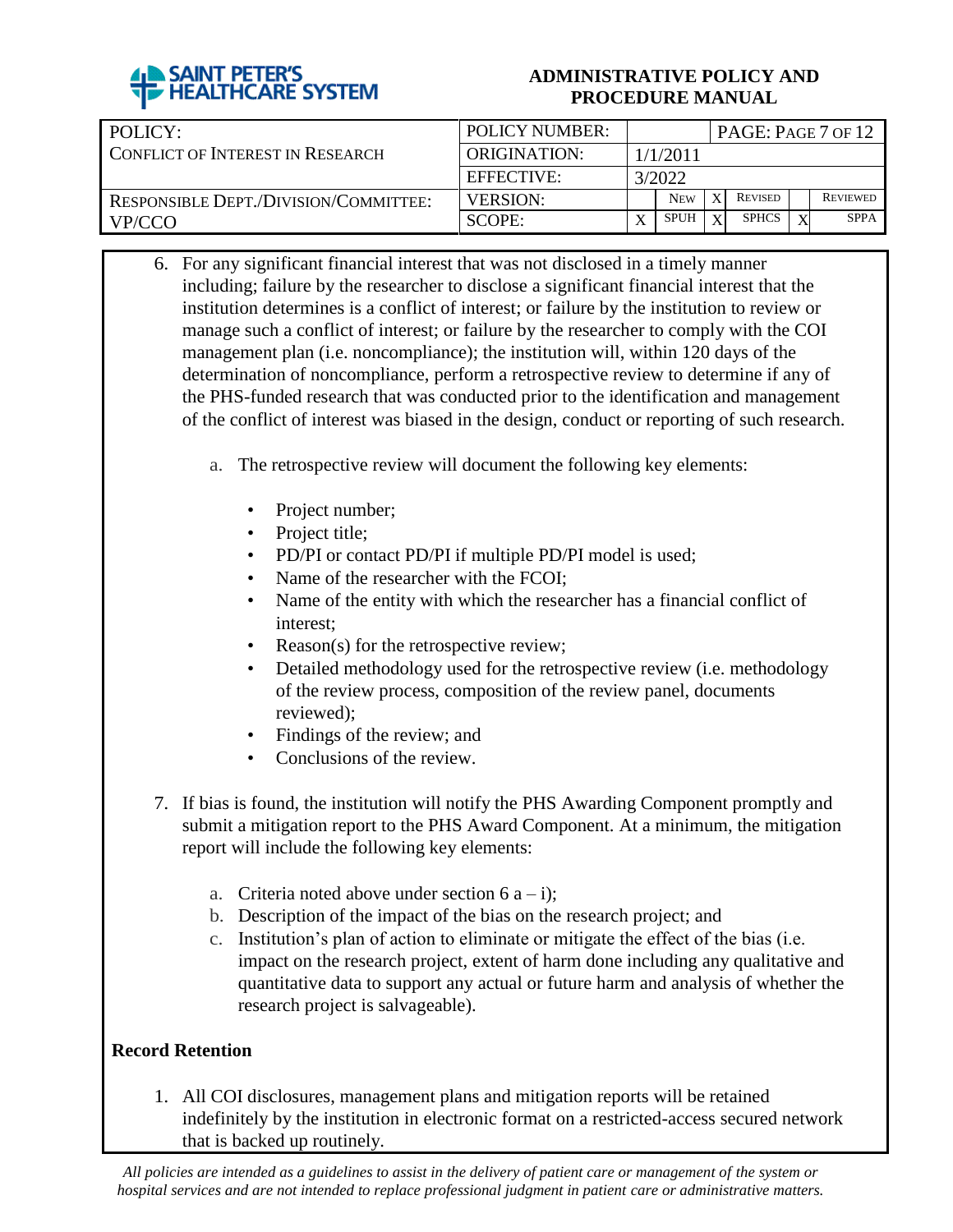6. For any significant financial interest that was not disclosed in a timely manner including; failure by the researcher to disclose a significant financial interest that the institution determines is a conflict of interest; or failure by the institution to review or manage such a conflict of interest; or failure by the researcher to comply with the COI management plan (i.e. noncompliance); the institution will, within 120 days of the determination of noncompliance, perform a retrospective review to determine if any of the PHS-funded research that was conducted prior to the identification and management of the conflict of interest was biased in the design, conduct or reporting of such research.

   a. The retrospective review will document the following key elements:

      - Project number;
      - Project title;
      - PD/PI or contact PD/PI if multiple PD/PI model is used;
      - Name of the researcher with the FCOI;
      - Name of the entity with which the researcher has a financial conflict of interest;
      - Reason(s) for the retrospective review;
      - Detailed methodology used for the retrospective review (i.e. methodology of the review process, composition of the review panel, documents reviewed);
      - Findings of the review; and
      - Conclusions of the review.

7. If bias is found, the institution will notify the PHS Awarding Component promptly and submit a mitigation report to the PHS Award Component. At a minimum, the mitigation report will include the following key elements:

   a. Criteria noted above under section 6 a – i);
   b. Description of the impact of the bias on the research project; and
   c. Institution's plan of action to eliminate or mitigate the effect of the bias (i.e. impact on the research project, extent of harm done including any qualitative and quantitative data to support any actual or future harm and analysis of whether the research project is salvageable).

**Record Retention**

1. All COI disclosures, management plans and mitigation reports will be retained indefinitely by the institution in electronic format on a restricted-access secured network that is backed up routinely.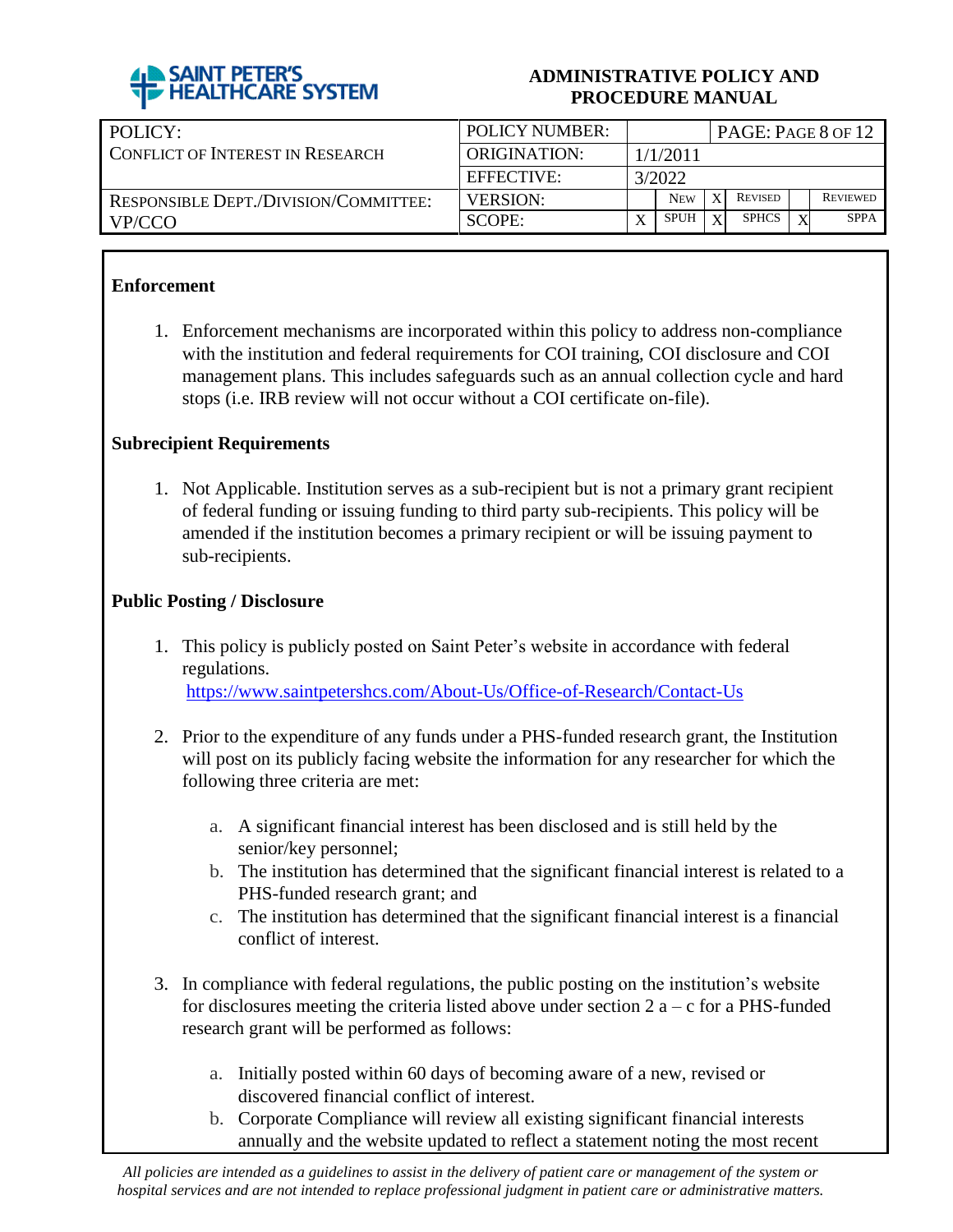## Enforcement

1. Enforcement mechanisms are incorporated within this policy to address non-compliance with the institution and federal requirements for COI training, COI disclosure and COI management plans. This includes safeguards such as an annual collection cycle and hard stops (i.e. IRB review will not occur without a COI certificate on-file).

## Subrecipient Requirements

1. Not Applicable. Institution serves as a sub-recipient but is not a primary grant recipient of federal funding or issuing funding to third party sub-recipients. This policy will be amended if the institution becomes a primary recipient or will be issuing payment to sub-recipients.

## Public Posting / Disclosure

1. This policy is publicly posted on Saint Peter's website in accordance with federal regulations.
   https://www.saintpetershcs.com/About-Us/Office-of-Research/Contact-Us

2. Prior to the expenditure of any funds under a PHS-funded research grant, the Institution will post on its publicly facing website the information for any researcher for which the following three criteria are met:

   a. A significant financial interest has been disclosed and is still held by the senior/key personnel;
   b. The institution has determined that the significant financial interest is related to a PHS-funded research grant; and
   c. The institution has determined that the significant financial interest is a financial conflict of interest.

3. In compliance with federal regulations, the public posting on the institution's website for disclosures meeting the criteria listed above under section 2 a – c for a PHS-funded research grant will be performed as follows:

   a. Initially posted within 60 days of becoming aware of a new, revised or discovered financial conflict of interest.
   b. Corporate Compliance will review all existing significant financial interests annually and the website updated to reflect a statement noting the most recent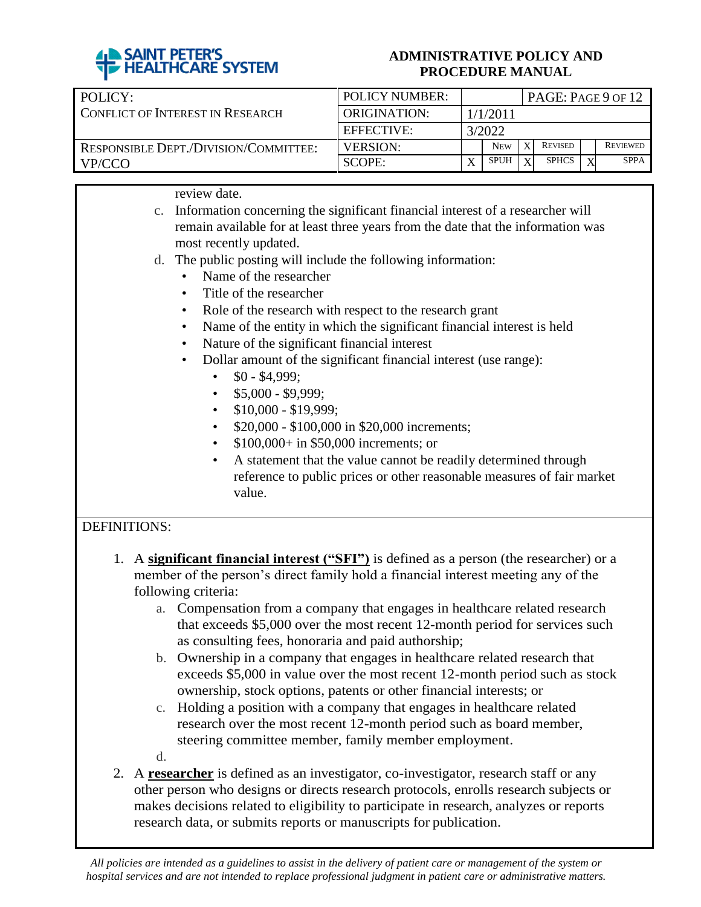review date.

c. Information concerning the significant financial interest of a researcher will remain available for at least three years from the date that the information was most recently updated.

d. The public posting will include the following information:
   - Name of the researcher
   - Title of the researcher
   - Role of the research with respect to the research grant
   - Name of the entity in which the significant financial interest is held
   - Nature of the significant financial interest
   - Dollar amount of the significant financial interest (use range):
     - $0 - $4,999;
     - $5,000 - $9,999;
     - $10,000 - $19,999;
     - $20,000 - $100,000 in $20,000 increments;
     - $100,000+ in $50,000 increments; or
     - A statement that the value cannot be readily determined through reference to public prices or other reasonable measures of fair market value.

DEFINITIONS:

1. A **significant financial interest ("SFI")** is defined as a person (the researcher) or a member of the person's direct family hold a financial interest meeting any of the following criteria:
   a. Compensation from a company that engages in healthcare related research that exceeds $5,000 over the most recent 12-month period for services such as consulting fees, honoraria and paid authorship;
   b. Ownership in a company that engages in healthcare related research that exceeds $5,000 in value over the most recent 12-month period such as stock ownership, stock options, patents or other financial interests; or
   c. Holding a position with a company that engages in healthcare related research over the most recent 12-month period such as board member, steering committee member, family member employment.
   d. 
2. A **researcher** is defined as an investigator, co-investigator, research staff or any other person who designs or directs research protocols, enrolls research subjects or makes decisions related to eligibility to participate in research, analyzes or reports research data, or submits reports or manuscripts for publication.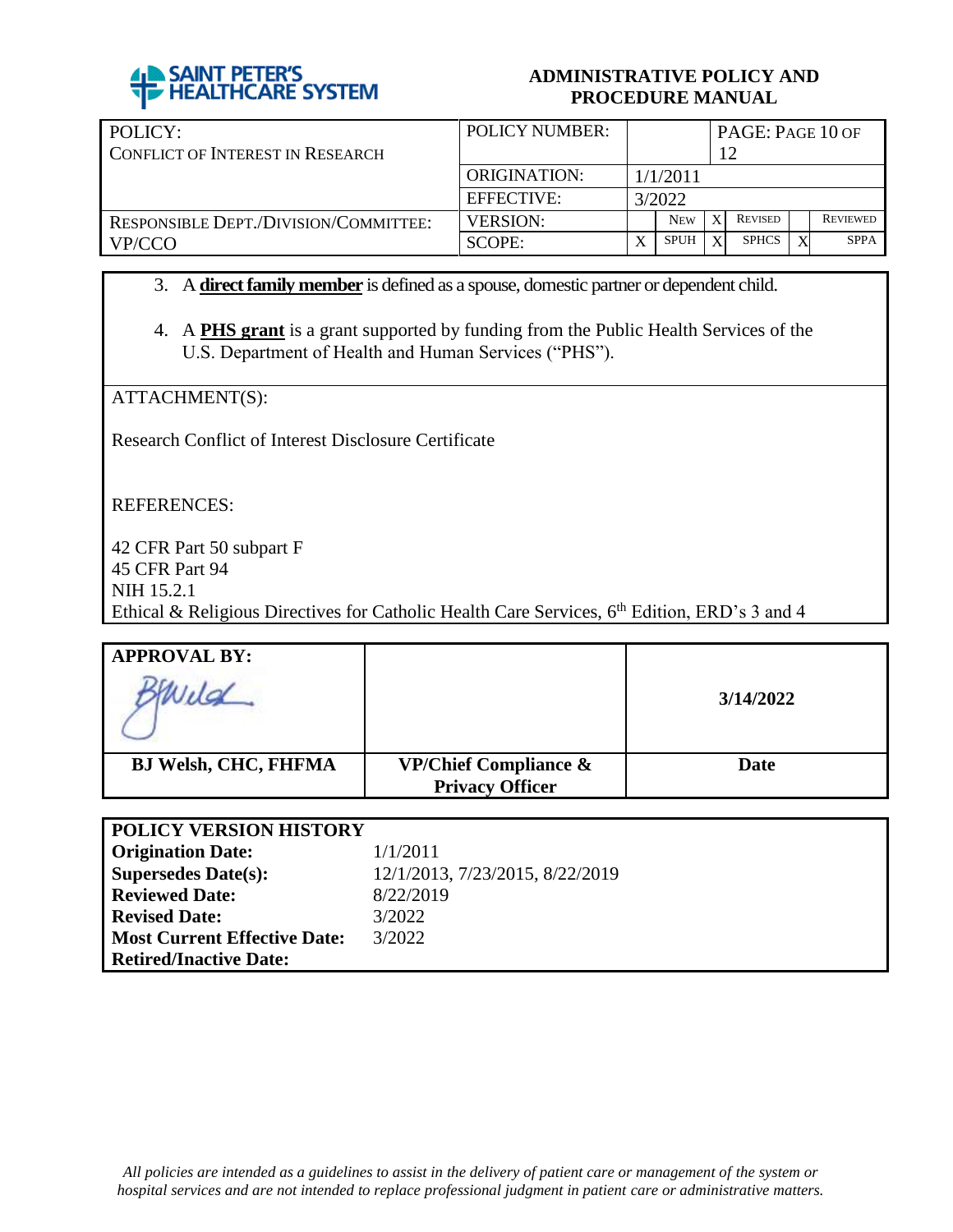3. A **direct family member** is defined as a spouse, domestic partner or dependent child.

4. A **PHS grant** is a grant supported by funding from the Public Health Services of the U.S. Department of Health and Human Services ("PHS").

ATTACHMENT(S):

Research Conflict of Interest Disclosure Certificate

REFERENCES:

42 CFR Part 50 subpart F
45 CFR Part 94
NIH 15.2.1
Ethical & Religious Directives for Catholic Health Care Services, 6th Edition, ERD's 3 and 4

| **APPROVAL BY:** | | **3/14/2022** |
|---|---|---|
| **BJ Welsh, CHC, FHFMA** | **VP/Chief Compliance & Privacy Officer** | **Date** |

| **POLICY VERSION HISTORY** | |
|---|---|
| **Origination Date:** | 1/1/2011 |
| **Supersedes Date(s):** | 12/1/2013, 7/23/2015, 8/22/2019 |
| **Reviewed Date:** | 8/22/2019 |
| **Revised Date:** | 3/2022 |
| **Most Current Effective Date:** | 3/2022 |
| **Retired/Inactive Date:** | |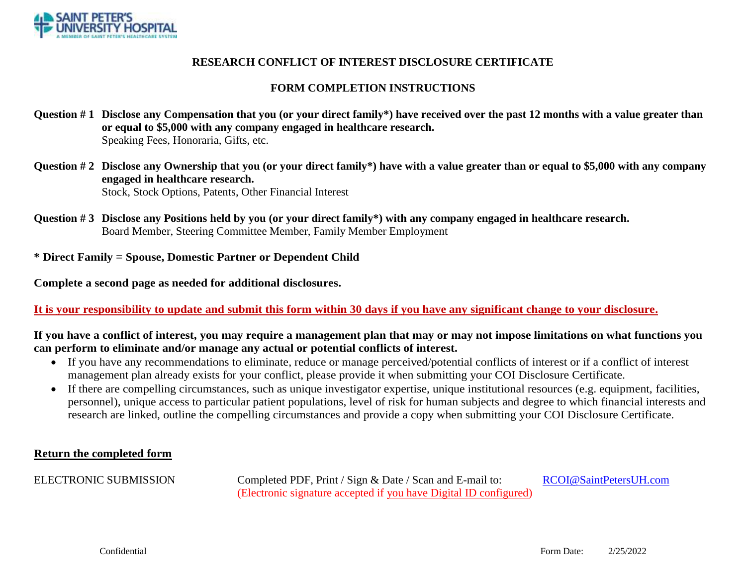# RESEARCH CONFLICT OF INTEREST DISCLOSURE CERTIFICATE

## FORM COMPLETION INSTRUCTIONS

**Question # 1 Disclose any Compensation that you (or your direct family*) have received over the past 12 months with a value greater than or equal to $5,000 with any company engaged in healthcare research.**
Speaking Fees, Honoraria, Gifts, etc.

**Question # 2 Disclose any Ownership that you (or your direct family*) have with a value greater than or equal to $5,000 with any company engaged in healthcare research.**
Stock, Stock Options, Patents, Other Financial Interest

**Question # 3 Disclose any Positions held by you (or your direct family*) with any company engaged in healthcare research.**
Board Member, Steering Committee Member, Family Member Employment

**\* Direct Family = Spouse, Domestic Partner or Dependent Child**

**Complete a second page as needed for additional disclosures.**

**It is your responsibility to update and submit this form within 30 days if you have any significant change to your disclosure.**

**If you have a conflict of interest, you may require a management plan that may or may not impose limitations on what functions you can perform to eliminate and/or manage any actual or potential conflicts of interest.**

- If you have any recommendations to eliminate, reduce or manage perceived/potential conflicts of interest or if a conflict of interest management plan already exists for your conflict, please provide it when submitting your COI Disclosure Certificate.
- If there are compelling circumstances, such as unique investigator expertise, unique institutional resources (e.g. equipment, facilities, personnel), unique access to particular patient populations, level of risk for human subjects and degree to which financial interests and research are linked, outline the compelling circumstances and provide a copy when submitting your COI Disclosure Certificate.

**Return the completed form**

ELECTRONIC SUBMISSION — Completed PDF, Print / Sign & Date / Scan and E-mail to: RCOI@SaintPetersUH.com
(Electronic signature accepted if you have Digital ID configured)

Confidential — Form Date: 2/25/2022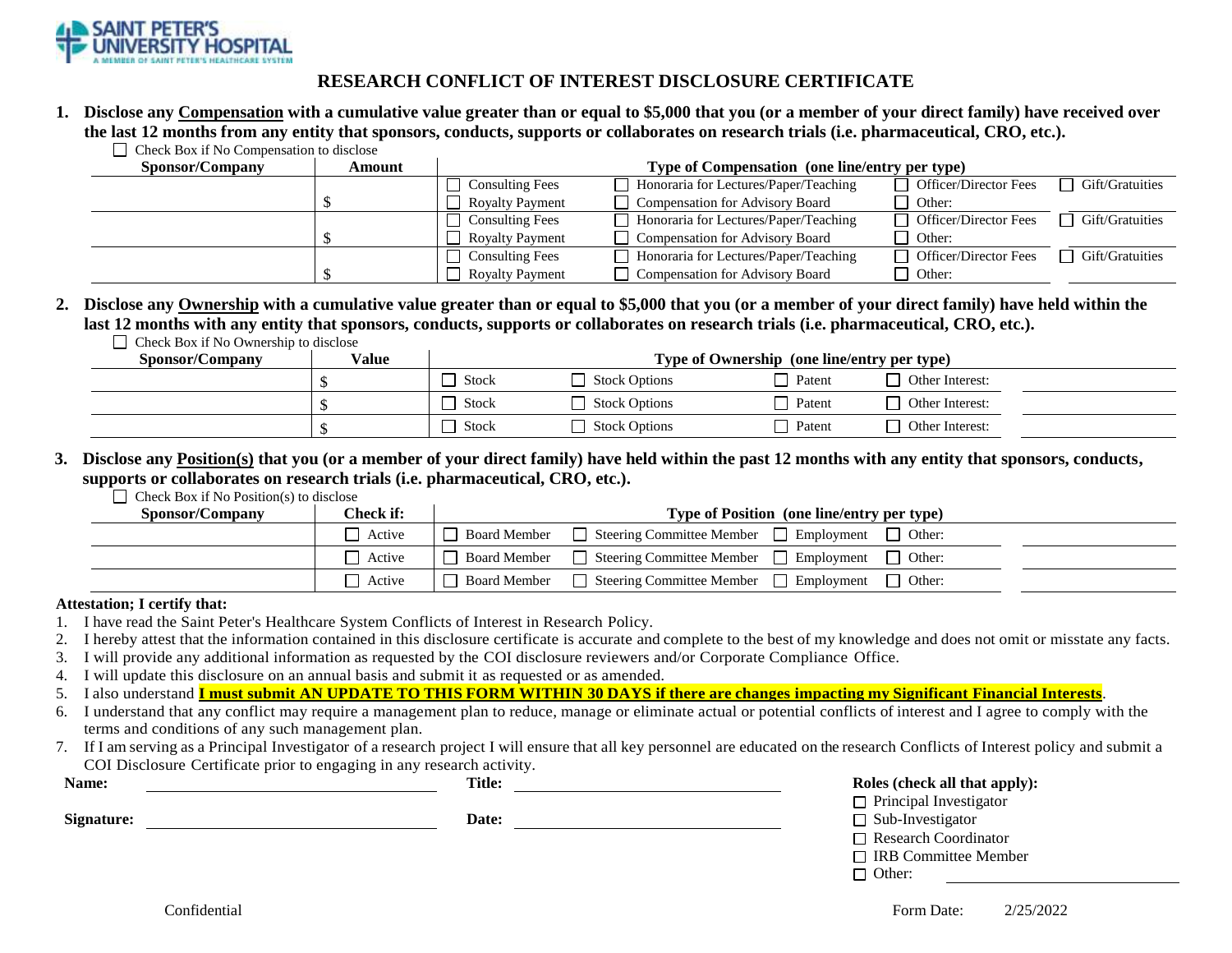SAINT PETER'S UNIVERSITY HOSPITAL
A MEMBER OF SAINT PETER'S HEALTHCARE SYSTEM

# RESEARCH CONFLICT OF INTEREST DISCLOSURE CERTIFICATE

**1. Disclose any Compensation with a cumulative value greater than or equal to $5,000 that you (or a member of your direct family) have received over the last 12 months from any entity that sponsors, conducts, supports or collaborates on research trials (i.e. pharmaceutical, CRO, etc.).**

☐ Check Box if No Compensation to disclose

| Sponsor/Company | Amount | Type of Compensation (one line/entry per type) | | | |
|---|---|---|---|---|---|
| | | ☐ Consulting Fees | ☐ Honoraria for Lectures/Paper/Teaching | ☐ Officer/Director Fees | ☐ Gift/Gratuities |
| | $ | ☐ Royalty Payment | ☐ Compensation for Advisory Board | ☐ Other: | |
| | | ☐ Consulting Fees | ☐ Honoraria for Lectures/Paper/Teaching | ☐ Officer/Director Fees | ☐ Gift/Gratuities |
| | $ | ☐ Royalty Payment | ☐ Compensation for Advisory Board | ☐ Other: | |
| | | ☐ Consulting Fees | ☐ Honoraria for Lectures/Paper/Teaching | ☐ Officer/Director Fees | ☐ Gift/Gratuities |
| | $ | ☐ Royalty Payment | ☐ Compensation for Advisory Board | ☐ Other: | |

**2. Disclose any Ownership with a cumulative value greater than or equal to $5,000 that you (or a member of your direct family) have held within the last 12 months with any entity that sponsors, conducts, supports or collaborates on research trials (i.e. pharmaceutical, CRO, etc.).**

☐ Check Box if No Ownership to disclose

| Sponsor/Company | Value | Type of Ownership (one line/entry per type) | | | | |
|---|---|---|---|---|---|---|
| | $ | ☐ Stock | ☐ Stock Options | ☐ Patent | ☐ Other Interest: | |
| | $ | ☐ Stock | ☐ Stock Options | ☐ Patent | ☐ Other Interest: | |
| | $ | ☐ Stock | ☐ Stock Options | ☐ Patent | ☐ Other Interest: | |

**3. Disclose any Position(s) that you (or a member of your direct family) have held within the past 12 months with any entity that sponsors, conducts, supports or collaborates on research trials (i.e. pharmaceutical, CRO, etc.).**

☐ Check Box if No Position(s) to disclose

| Sponsor/Company | Check if: | Type of Position (one line/entry per type) | | | | |
|---|---|---|---|---|---|---|
| | ☐ Active | ☐ Board Member | ☐ Steering Committee Member | ☐ Employment | ☐ Other: | |
| | ☐ Active | ☐ Board Member | ☐ Steering Committee Member | ☐ Employment | ☐ Other: | |
| | ☐ Active | ☐ Board Member | ☐ Steering Committee Member | ☐ Employment | ☐ Other: | |

**Attestation; I certify that:**

1. I have read the Saint Peter's Healthcare System Conflicts of Interest in Research Policy.
2. I hereby attest that the information contained in this disclosure certificate is accurate and complete to the best of my knowledge and does not omit or misstate any facts.
3. I will provide any additional information as requested by the COI disclosure reviewers and/or Corporate Compliance Office.
4. I will update this disclosure on an annual basis and submit it as requested or as amended.
5. I also understand **I must submit AN UPDATE TO THIS FORM WITHIN 30 DAYS if there are changes impacting my Significant Financial Interests**.
6. I understand that any conflict may require a management plan to reduce, manage or eliminate actual or potential conflicts of interest and I agree to comply with the terms and conditions of any such management plan.
7. If I am serving as a Principal Investigator of a research project I will ensure that all key personnel are educated on the research Conflicts of Interest policy and submit a COI Disclosure Certificate prior to engaging in any research activity.

**Name:** ______________________ **Title:** ______________________

**Signature:** ______________________ **Date:** ______________________

**Roles (check all that apply):**

☐ Principal Investigator
☐ Sub-Investigator
☐ Research Coordinator
☐ IRB Committee Member
☐ Other: ______________________

Confidential

Form Date: 2/25/2022